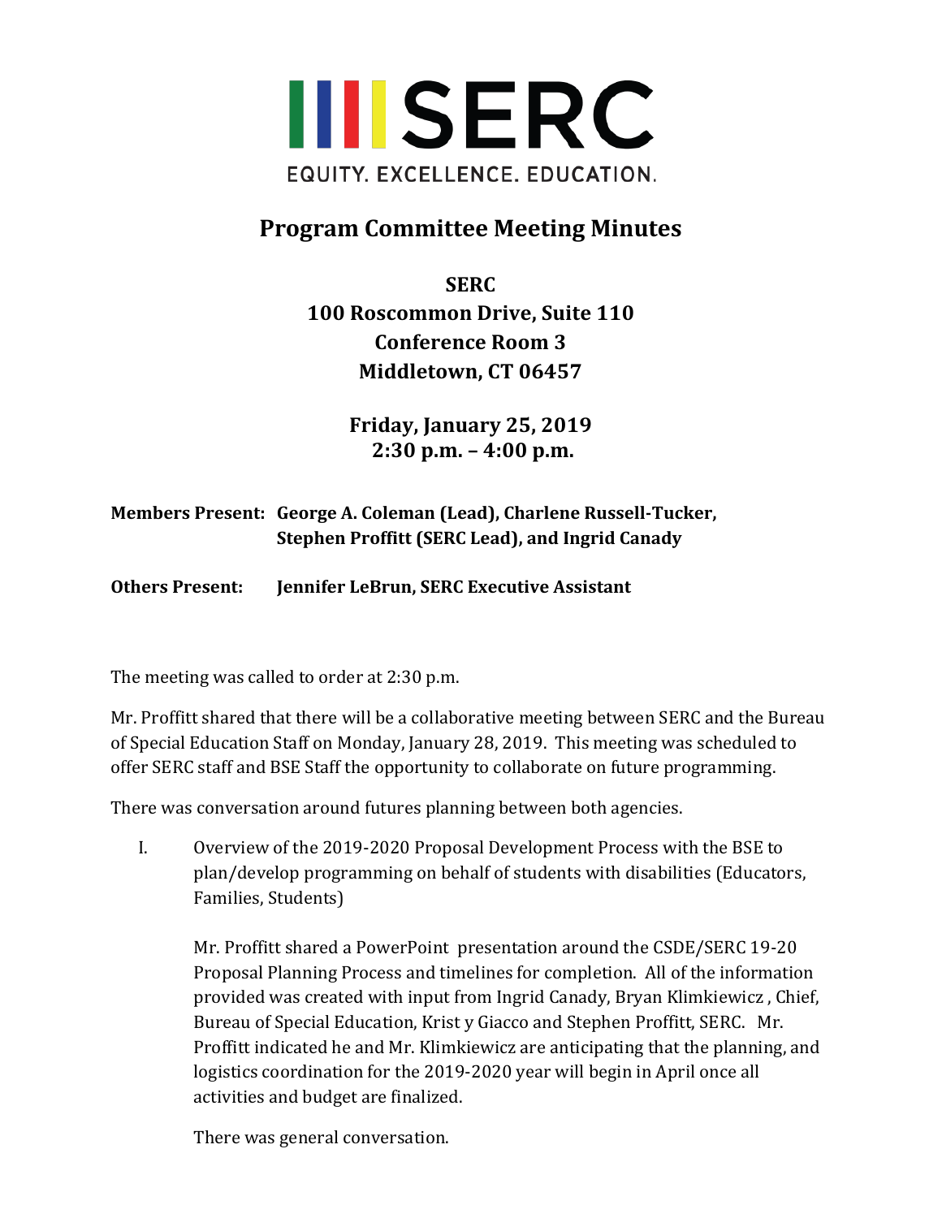SERC

EQUITY. EXCELLENCE. EDUCATION.

# Program Committee Meeting Minutes

**SERC**
**100 Roscommon Drive, Suite 110**
**Conference Room 3**
**Middletown, CT 06457**

**Friday, January 25, 2019**
**2:30 p.m. – 4:00 p.m.**

**Members Present:** **George A. Coleman (Lead), Charlene Russell-Tucker, Stephen Proffitt (SERC Lead), and Ingrid Canady**

**Others Present:** **Jennifer LeBrun, SERC Executive Assistant**

The meeting was called to order at 2:30 p.m.

Mr. Proffitt shared that there will be a collaborative meeting between SERC and the Bureau of Special Education Staff on Monday, January 28, 2019. This meeting was scheduled to offer SERC staff and BSE Staff the opportunity to collaborate on future programming.

There was conversation around futures planning between both agencies.

I. Overview of the 2019-2020 Proposal Development Process with the BSE to plan/develop programming on behalf of students with disabilities (Educators, Families, Students)

   Mr. Proffitt shared a PowerPoint presentation around the CSDE/SERC 19-20 Proposal Planning Process and timelines for completion. All of the information provided was created with input from Ingrid Canady, Bryan Klimkiewicz , Chief, Bureau of Special Education, Krist y Giacco and Stephen Proffitt, SERC. Mr. Proffitt indicated he and Mr. Klimkiewicz are anticipating that the planning, and logistics coordination for the 2019-2020 year will begin in April once all activities and budget are finalized.

   There was general conversation.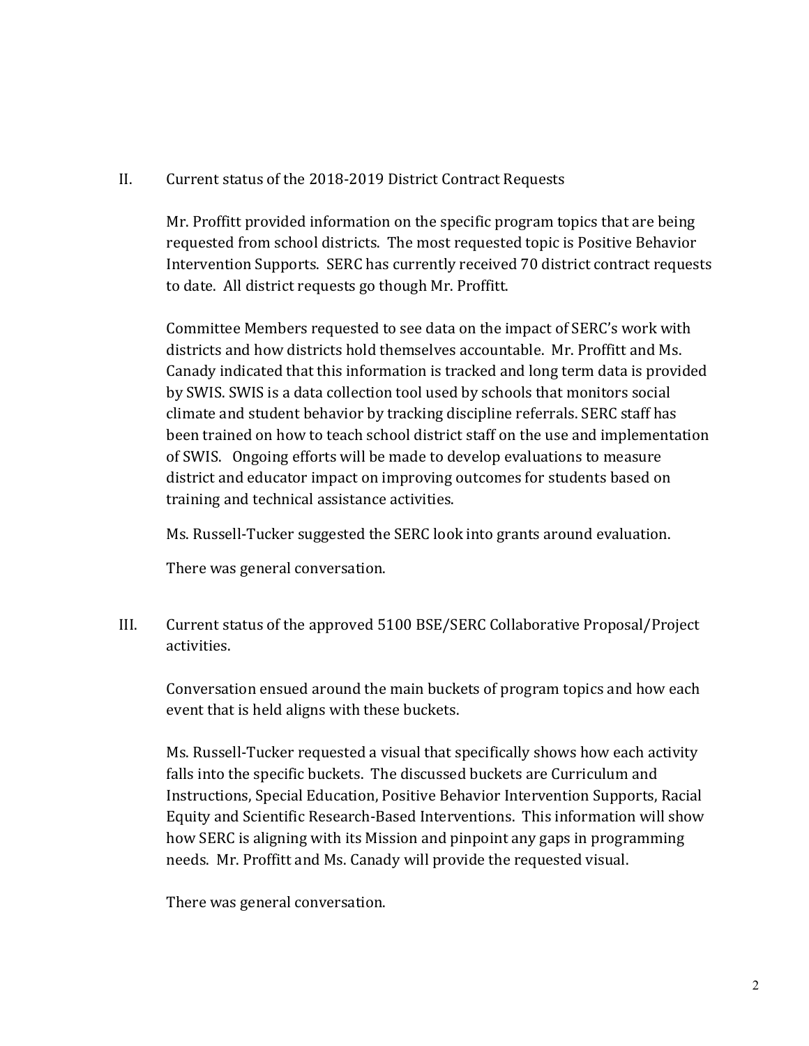II. Current status of the 2018-2019 District Contract Requests

Mr. Proffitt provided information on the specific program topics that are being requested from school districts. The most requested topic is Positive Behavior Intervention Supports. SERC has currently received 70 district contract requests to date. All district requests go though Mr. Proffitt.

Committee Members requested to see data on the impact of SERC's work with districts and how districts hold themselves accountable. Mr. Proffitt and Ms. Canady indicated that this information is tracked and long term data is provided by SWIS. SWIS is a data collection tool used by schools that monitors social climate and student behavior by tracking discipline referrals. SERC staff has been trained on how to teach school district staff on the use and implementation of SWIS. Ongoing efforts will be made to develop evaluations to measure district and educator impact on improving outcomes for students based on training and technical assistance activities.

Ms. Russell-Tucker suggested the SERC look into grants around evaluation.

There was general conversation.

III. Current status of the approved 5100 BSE/SERC Collaborative Proposal/Project activities.

Conversation ensued around the main buckets of program topics and how each event that is held aligns with these buckets.

Ms. Russell-Tucker requested a visual that specifically shows how each activity falls into the specific buckets. The discussed buckets are Curriculum and Instructions, Special Education, Positive Behavior Intervention Supports, Racial Equity and Scientific Research-Based Interventions. This information will show how SERC is aligning with its Mission and pinpoint any gaps in programming needs. Mr. Proffitt and Ms. Canady will provide the requested visual.

There was general conversation.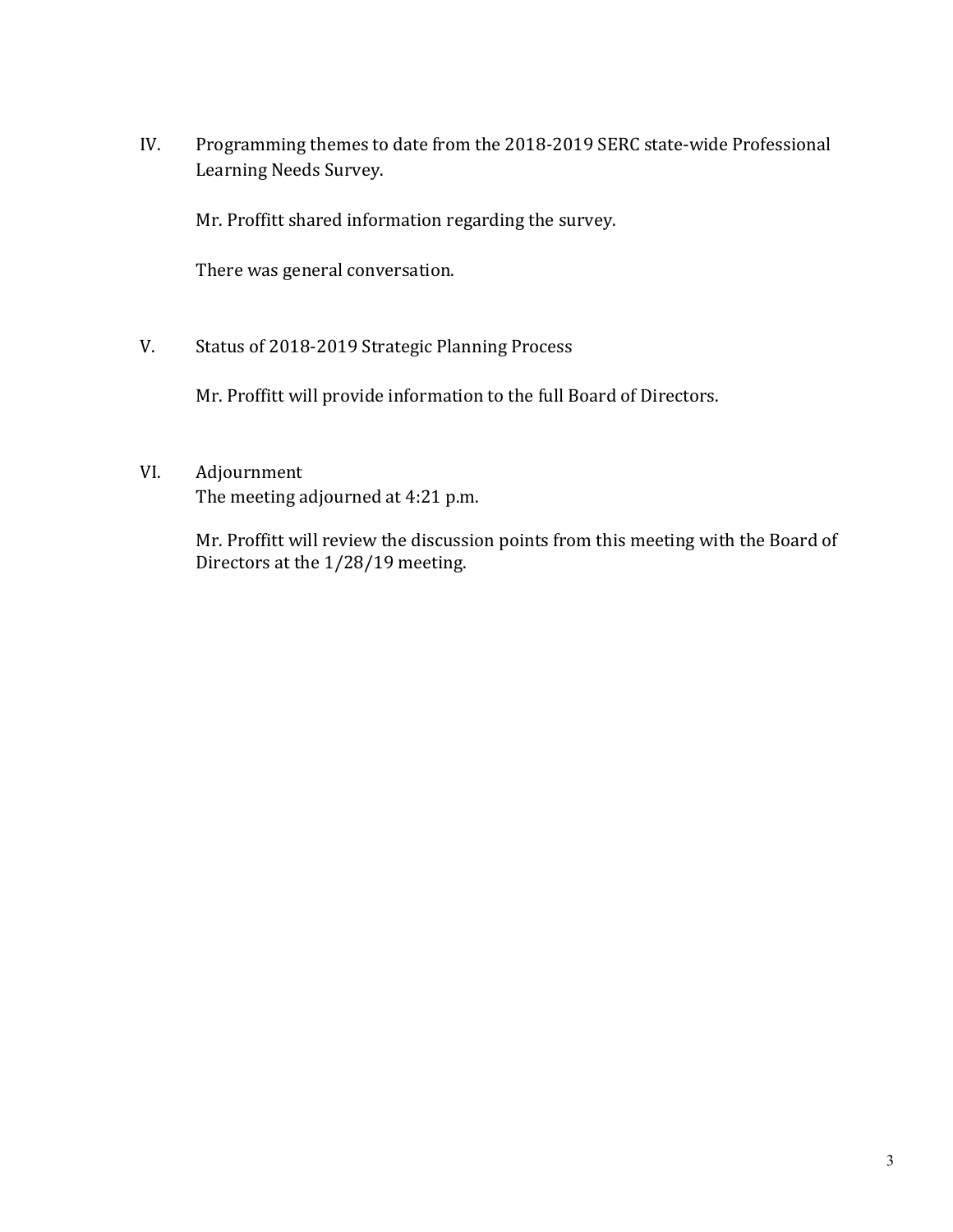IV. Programming themes to date from the 2018-2019 SERC state-wide Professional Learning Needs Survey.

Mr. Proffitt shared information regarding the survey.

There was general conversation.

V. Status of 2018-2019 Strategic Planning Process

Mr. Proffitt will provide information to the full Board of Directors.

VI. Adjournment
The meeting adjourned at 4:21 p.m.

Mr. Proffitt will review the discussion points from this meeting with the Board of Directors at the 1/28/19 meeting.